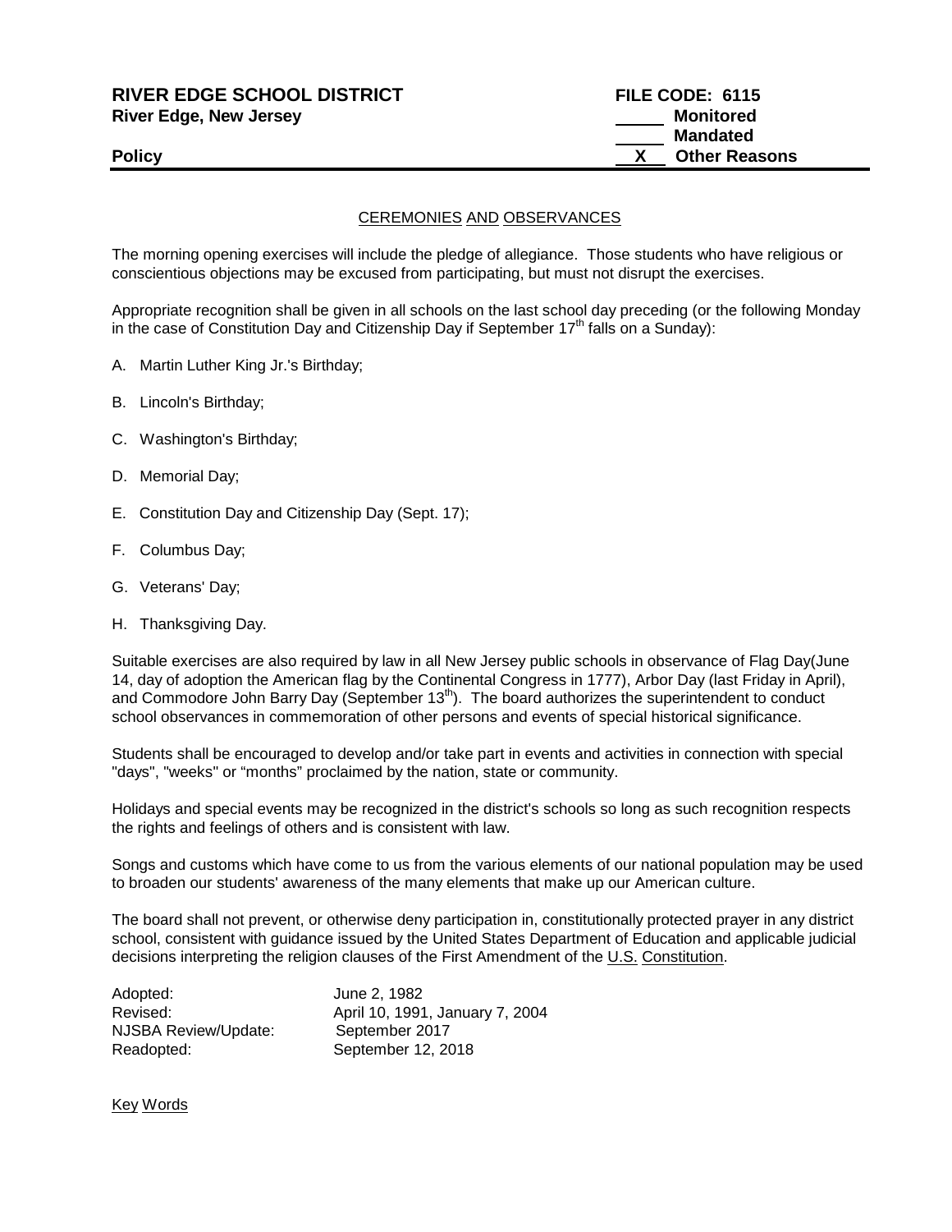**RIVER EDGE SCHOOL DISTRICT**
**River Edge, New Jersey**

**Policy**

**FILE CODE: 6115**
_____ **Monitored**
_____ **Mandated**
__X__ **Other Reasons**

## CEREMONIES AND OBSERVANCES

The morning opening exercises will include the pledge of allegiance. Those students who have religious or conscientious objections may be excused from participating, but must not disrupt the exercises.

Appropriate recognition shall be given in all schools on the last school day preceding (or the following Monday in the case of Constitution Day and Citizenship Day if September 17th falls on a Sunday):

A. Martin Luther King Jr.'s Birthday;

B. Lincoln's Birthday;

C. Washington's Birthday;

D. Memorial Day;

E. Constitution Day and Citizenship Day (Sept. 17);

F. Columbus Day;

G. Veterans' Day;

H. Thanksgiving Day.

Suitable exercises are also required by law in all New Jersey public schools in observance of Flag Day(June 14, day of adoption the American flag by the Continental Congress in 1777), Arbor Day (last Friday in April), and Commodore John Barry Day (September 13th). The board authorizes the superintendent to conduct school observances in commemoration of other persons and events of special historical significance.

Students shall be encouraged to develop and/or take part in events and activities in connection with special "days", "weeks" or "months" proclaimed by the nation, state or community.

Holidays and special events may be recognized in the district's schools so long as such recognition respects the rights and feelings of others and is consistent with law.

Songs and customs which have come to us from the various elements of our national population may be used to broaden our students' awareness of the many elements that make up our American culture.

The board shall not prevent, or otherwise deny participation in, constitutionally protected prayer in any district school, consistent with guidance issued by the United States Department of Education and applicable judicial decisions interpreting the religion clauses of the First Amendment of the U.S. Constitution.

| | |
|---|---|
| Adopted: | June 2, 1982 |
| Revised: | April 10, 1991, January 7, 2004 |
| NJSBA Review/Update: | September 2017 |
| Readopted: | September 12, 2018 |

Key Words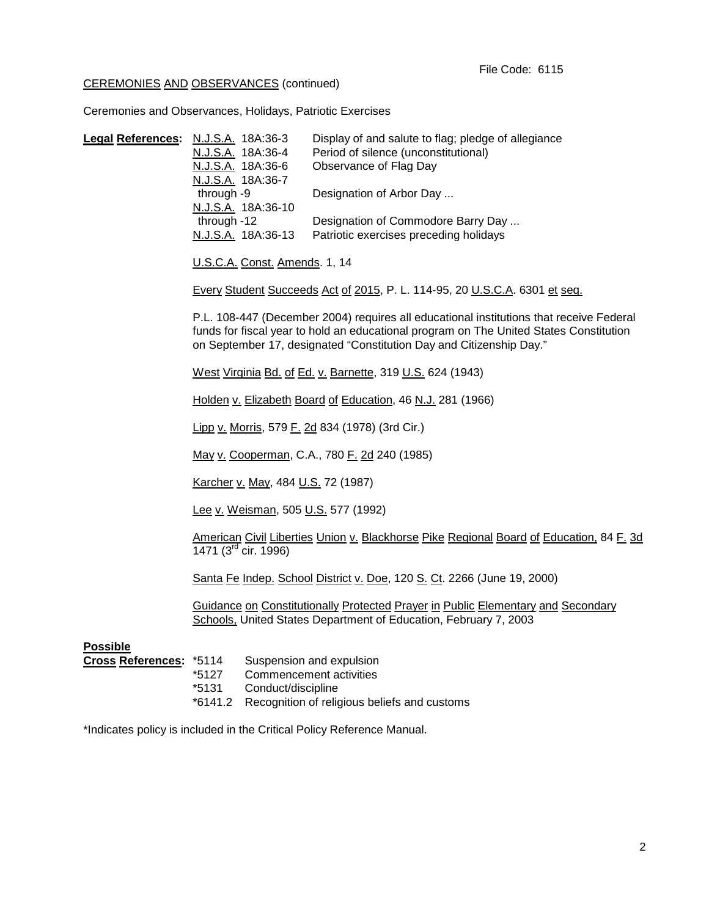File Code: 6115

CEREMONIES AND OBSERVANCES (continued)

Ceremonies and Observances, Holidays, Patriotic Exercises

**Legal References:**

| | |
|---|---|
| N.J.S.A. 18A:36-3 | Display of and salute to flag; pledge of allegiance |
| N.J.S.A. 18A:36-4 | Period of silence (unconstitutional) |
| N.J.S.A. 18A:36-6 | Observance of Flag Day |
| N.J.S.A. 18A:36-7 through -9 | Designation of Arbor Day ... |
| N.J.S.A. 18A:36-10 through -12 | Designation of Commodore Barry Day ... |
| N.J.S.A. 18A:36-13 | Patriotic exercises preceding holidays |

U.S.C.A. Const. Amends. 1, 14

Every Student Succeeds Act of 2015, P. L. 114-95, 20 U.S.C.A. 6301 et seq.

P.L. 108-447 (December 2004) requires all educational institutions that receive Federal funds for fiscal year to hold an educational program on The United States Constitution on September 17, designated "Constitution Day and Citizenship Day."

West Virginia Bd. of Ed. v. Barnette, 319 U.S. 624 (1943)

Holden v. Elizabeth Board of Education, 46 N.J. 281 (1966)

Lipp v. Morris, 579 F. 2d 834 (1978) (3rd Cir.)

May v. Cooperman, C.A., 780 F. 2d 240 (1985)

Karcher v. May, 484 U.S. 72 (1987)

Lee v. Weisman, 505 U.S. 577 (1992)

American Civil Liberties Union v. Blackhorse Pike Regional Board of Education, 84 F. 3d 1471 (3rd cir. 1996)

Santa Fe Indep. School District v. Doe, 120 S. Ct. 2266 (June 19, 2000)

Guidance on Constitutionally Protected Prayer in Public Elementary and Secondary Schools, United States Department of Education, February 7, 2003

**Possible Cross References:**

| | |
|---|---|
| *5114 | Suspension and expulsion |
| *5127 | Commencement activities |
| *5131 | Conduct/discipline |
| *6141.2 | Recognition of religious beliefs and customs |

*Indicates policy is included in the Critical Policy Reference Manual.